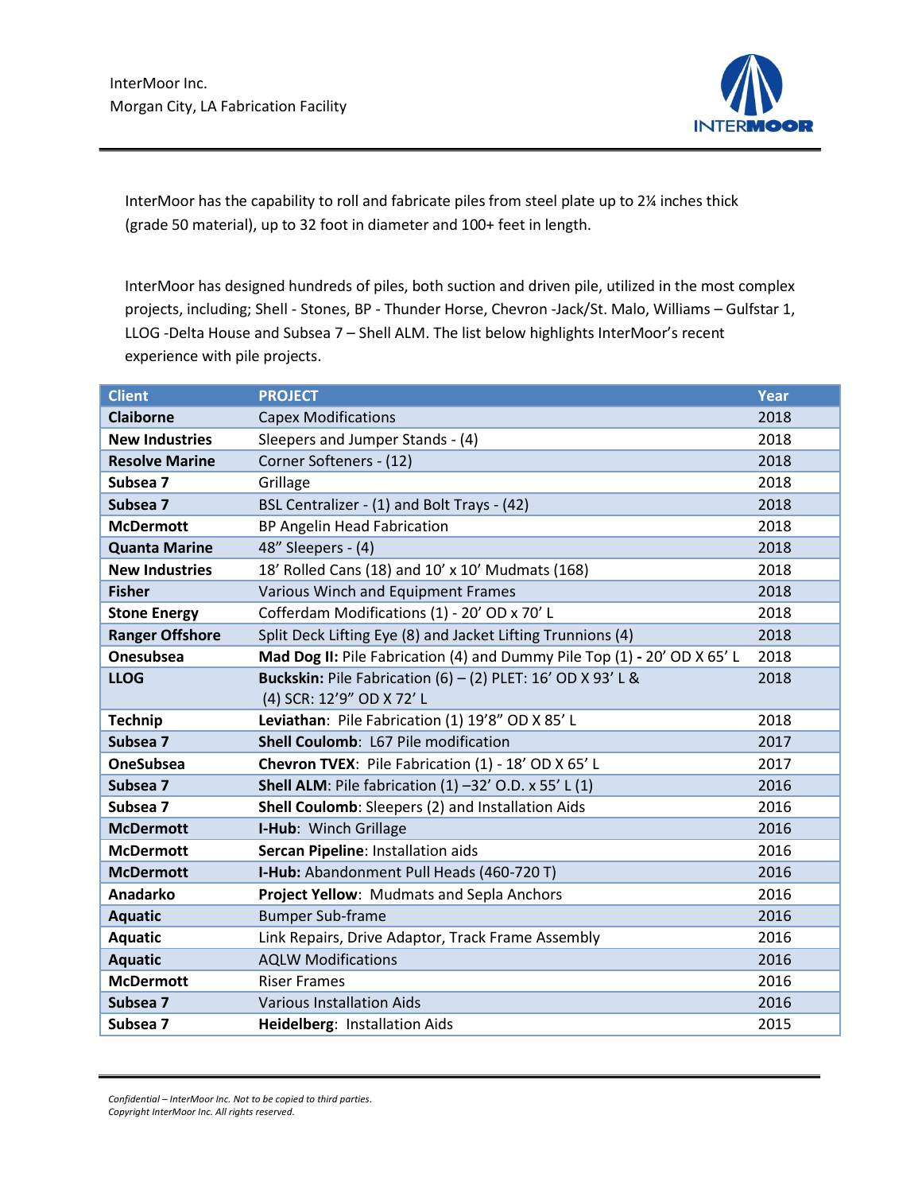InterMoor Inc.
Morgan City, LA Fabrication Facility

InterMoor has the capability to roll and fabricate piles from steel plate up to 2¼ inches thick (grade 50 material), up to 32 foot in diameter and 100+ feet in length.

InterMoor has designed hundreds of piles, both suction and driven pile, utilized in the most complex projects, including; Shell - Stones, BP - Thunder Horse, Chevron -Jack/St. Malo, Williams – Gulfstar 1, LLOG -Delta House and Subsea 7 – Shell ALM. The list below highlights InterMoor's recent experience with pile projects.

| Client | PROJECT | Year |
|---|---|---|
| **Claiborne** | Capex Modifications | 2018 |
| **New Industries** | Sleepers and Jumper Stands - (4) | 2018 |
| **Resolve Marine** | Corner Softeners - (12) | 2018 |
| **Subsea 7** | Grillage | 2018 |
| **Subsea 7** | BSL Centralizer - (1) and Bolt Trays - (42) | 2018 |
| **McDermott** | BP Angelin Head Fabrication | 2018 |
| **Quanta Marine** | 48" Sleepers - (4) | 2018 |
| **New Industries** | 18' Rolled Cans (18) and 10' x 10' Mudmats (168) | 2018 |
| **Fisher** | Various Winch and Equipment Frames | 2018 |
| **Stone Energy** | Cofferdam Modifications (1) - 20' OD x 70' L | 2018 |
| **Ranger Offshore** | Split Deck Lifting Eye (8) and Jacket Lifting Trunnions (4) | 2018 |
| **Onesubsea** | **Mad Dog II:** Pile Fabrication (4) and Dummy Pile Top (1) **-** 20' OD X 65' L | 2018 |
| **LLOG** | **Buckskin:** Pile Fabrication (6) – (2) PLET: 16' OD X 93' L & (4) SCR: 12'9" OD X 72' L | 2018 |
| **Technip** | **Leviathan**: Pile Fabrication (1) 19'8" OD X 85' L | 2018 |
| **Subsea 7** | **Shell Coulomb**: L67 Pile modification | 2017 |
| **OneSubsea** | **Chevron TVEX**: Pile Fabrication (1) - 18' OD X 65' L | 2017 |
| **Subsea 7** | **Shell ALM**: Pile fabrication (1) –32' O.D. x 55' L (1) | 2016 |
| **Subsea 7** | **Shell Coulomb**: Sleepers (2) and Installation Aids | 2016 |
| **McDermott** | **I-Hub**: Winch Grillage | 2016 |
| **McDermott** | **Sercan Pipeline**: Installation aids | 2016 |
| **McDermott** | **I-Hub:** Abandonment Pull Heads (460-720 T) | 2016 |
| **Anadarko** | **Project Yellow**: Mudmats and Sepla Anchors | 2016 |
| **Aquatic** | Bumper Sub-frame | 2016 |
| **Aquatic** | Link Repairs, Drive Adaptor, Track Frame Assembly | 2016 |
| **Aquatic** | AQLW Modifications | 2016 |
| **McDermott** | Riser Frames | 2016 |
| **Subsea 7** | Various Installation Aids | 2016 |
| **Subsea 7** | **Heidelberg**: Installation Aids | 2015 |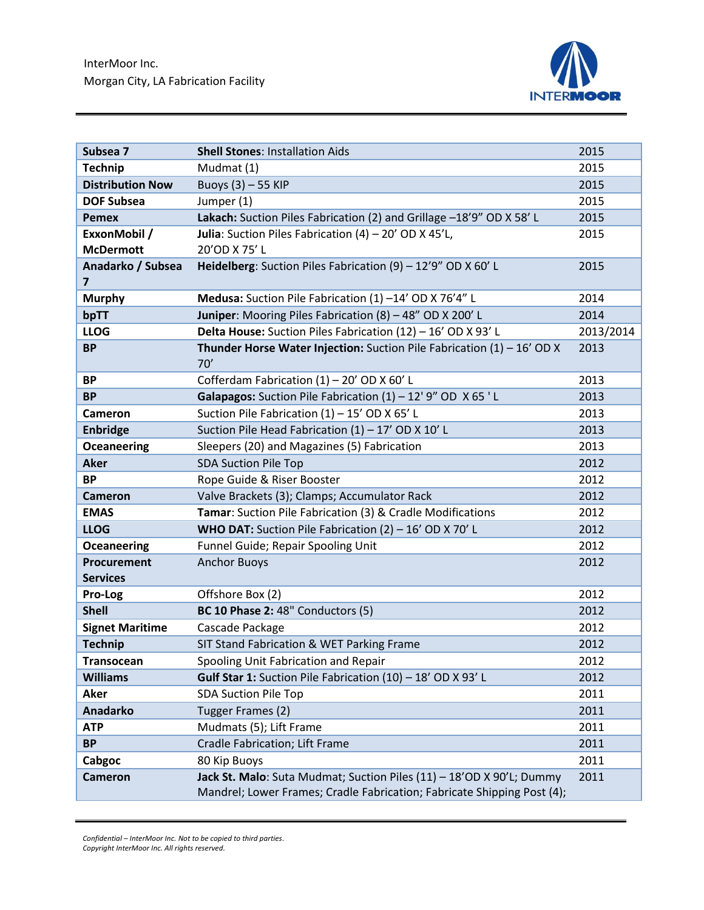| **Subsea 7** | **Shell Stones**: Installation Aids | 2015 |
|---|---|---|
| **Technip** | Mudmat (1) | 2015 |
| **Distribution Now** | Buoys (3) – 55 KIP | 2015 |
| **DOF Subsea** | Jumper (1) | 2015 |
| **Pemex** | **Lakach:** Suction Piles Fabrication (2) and Grillage –18'9" OD X 58' L | 2015 |
| **ExxonMobil / McDermott** | **Julia**: Suction Piles Fabrication (4) – 20' OD X 45'L, 20'OD X 75' L | 2015 |
| **Anadarko / Subsea 7** | **Heidelberg**: Suction Piles Fabrication (9) – 12'9" OD X 60' L | 2015 |
| **Murphy** | **Medusa:** Suction Pile Fabrication (1) –14' OD X 76'4" L | 2014 |
| **bpTT** | **Juniper**: Mooring Piles Fabrication (8) – 48" OD X 200' L | 2014 |
| **LLOG** | **Delta House:** Suction Piles Fabrication (12) – 16' OD X 93' L | 2013/2014 |
| **BP** | **Thunder Horse Water Injection:** Suction Pile Fabrication (1) – 16' OD X 70' | 2013 |
| **BP** | Cofferdam Fabrication (1) – 20' OD X 60' L | 2013 |
| **BP** | **Galapagos:** Suction Pile Fabrication (1) – 12' 9" OD X 65 ' L | 2013 |
| **Cameron** | Suction Pile Fabrication (1) – 15' OD X 65' L | 2013 |
| **Enbridge** | Suction Pile Head Fabrication (1) – 17' OD X 10' L | 2013 |
| **Oceaneering** | Sleepers (20) and Magazines (5) Fabrication | 2013 |
| **Aker** | SDA Suction Pile Top | 2012 |
| **BP** | Rope Guide & Riser Booster | 2012 |
| **Cameron** | Valve Brackets (3); Clamps; Accumulator Rack | 2012 |
| **EMAS** | **Tamar**: Suction Pile Fabrication (3) & Cradle Modifications | 2012 |
| **LLOG** | **WHO DAT:** Suction Pile Fabrication (2) – 16' OD X 70' L | 2012 |
| **Oceaneering** | Funnel Guide; Repair Spooling Unit | 2012 |
| **Procurement Services** | Anchor Buoys | 2012 |
| **Pro-Log** | Offshore Box (2) | 2012 |
| **Shell** | **BC 10 Phase 2:** 48" Conductors (5) | 2012 |
| **Signet Maritime** | Cascade Package | 2012 |
| **Technip** | SIT Stand Fabrication & WET Parking Frame | 2012 |
| **Transocean** | Spooling Unit Fabrication and Repair | 2012 |
| **Williams** | **Gulf Star 1:** Suction Pile Fabrication (10) – 18' OD X 93' L | 2012 |
| **Aker** | SDA Suction Pile Top | 2011 |
| **Anadarko** | Tugger Frames (2) | 2011 |
| **ATP** | Mudmats (5); Lift Frame | 2011 |
| **BP** | Cradle Fabrication; Lift Frame | 2011 |
| **Cabgoc** | 80 Kip Buoys | 2011 |
| **Cameron** | **Jack St. Malo**: Suta Mudmat; Suction Piles (11) – 18'OD X 90'L; Dummy Mandrel; Lower Frames; Cradle Fabrication; Fabricate Shipping Post (4); | 2011 |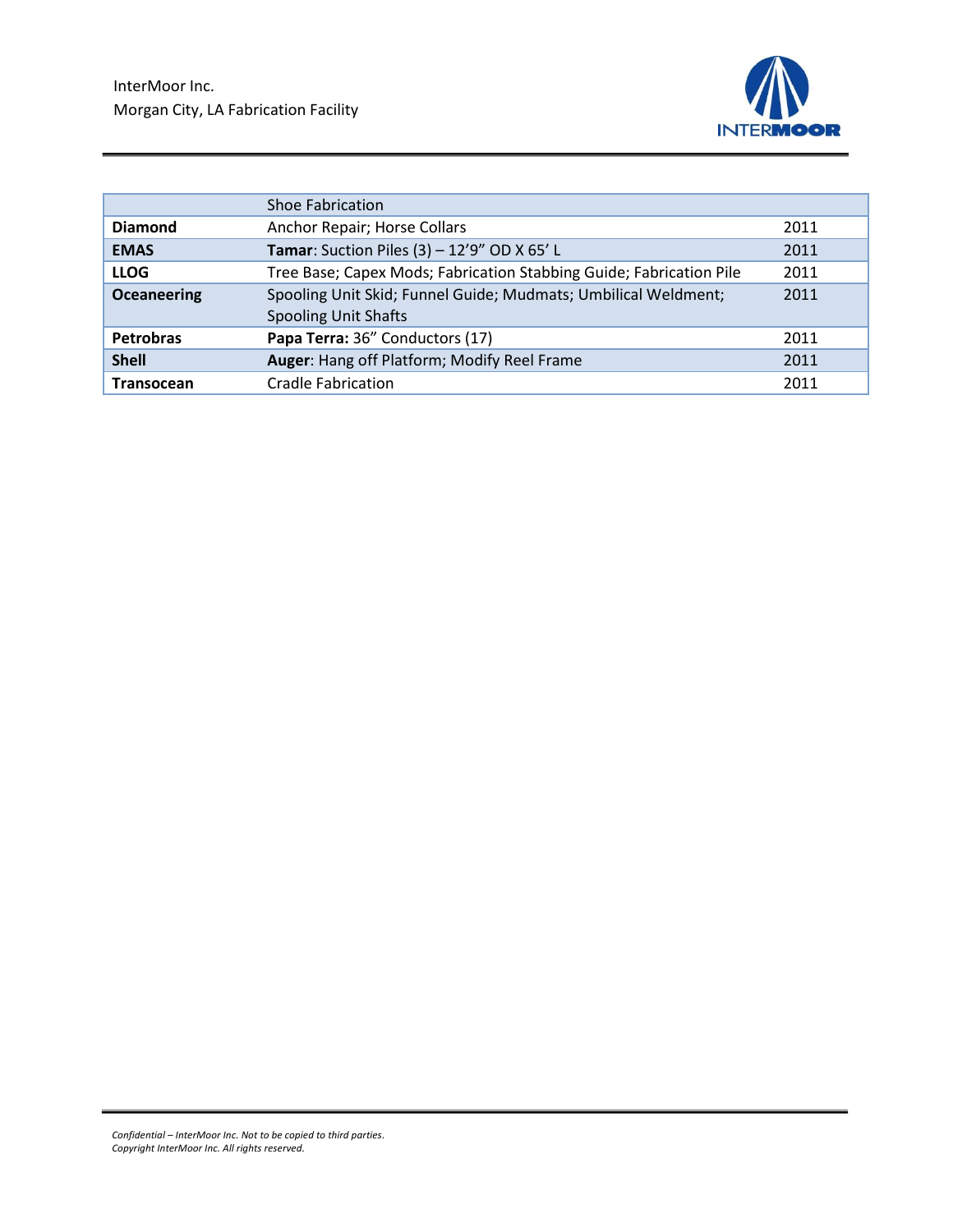| | | |
|---|---|---|
| | Shoe Fabrication | |
| **Diamond** | Anchor Repair; Horse Collars | 2011 |
| **EMAS** | **Tamar**: Suction Piles (3) – 12'9" OD X 65' L | 2011 |
| **LLOG** | Tree Base; Capex Mods; Fabrication Stabbing Guide; Fabrication Pile | 2011 |
| **Oceaneering** | Spooling Unit Skid; Funnel Guide; Mudmats; Umbilical Weldment; Spooling Unit Shafts | 2011 |
| **Petrobras** | **Papa Terra:** 36" Conductors (17) | 2011 |
| **Shell** | **Auger**: Hang off Platform; Modify Reel Frame | 2011 |
| **Transocean** | Cradle Fabrication | 2011 |